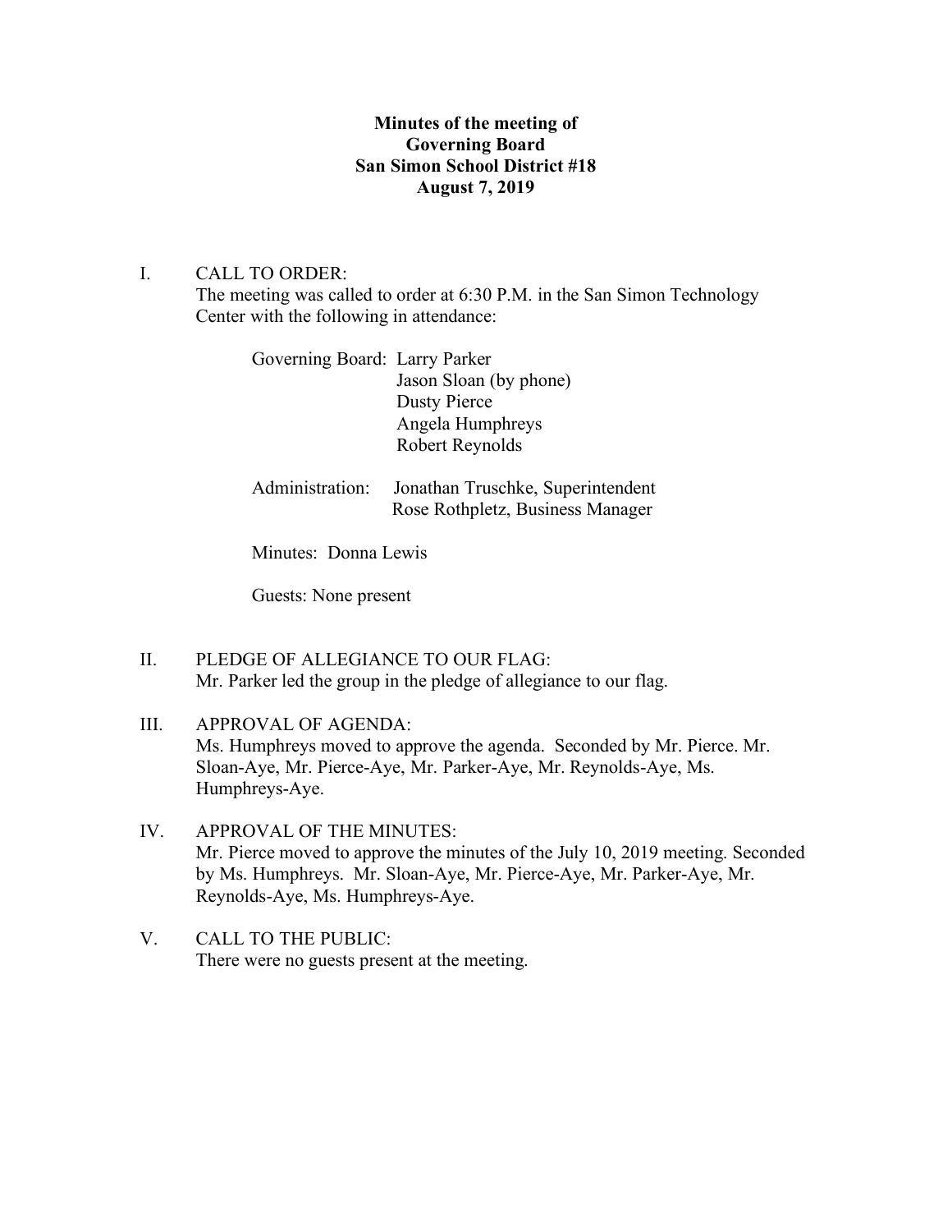**Minutes of the meeting of**
**Governing Board**
**San Simon School District #18**
**August 7, 2019**

I. CALL TO ORDER:
The meeting was called to order at 6:30 P.M. in the San Simon Technology Center with the following in attendance:

Governing Board: Larry Parker
Jason Sloan (by phone)
Dusty Pierce
Angela Humphreys
Robert Reynolds

Administration: Jonathan Truschke, Superintendent
Rose Rothpletz, Business Manager

Minutes: Donna Lewis

Guests: None present

II. PLEDGE OF ALLEGIANCE TO OUR FLAG:
Mr. Parker led the group in the pledge of allegiance to our flag.

III. APPROVAL OF AGENDA:
Ms. Humphreys moved to approve the agenda. Seconded by Mr. Pierce. Mr. Sloan-Aye, Mr. Pierce-Aye, Mr. Parker-Aye, Mr. Reynolds-Aye, Ms. Humphreys-Aye.

IV. APPROVAL OF THE MINUTES:
Mr. Pierce moved to approve the minutes of the July 10, 2019 meeting. Seconded by Ms. Humphreys. Mr. Sloan-Aye, Mr. Pierce-Aye, Mr. Parker-Aye, Mr. Reynolds-Aye, Ms. Humphreys-Aye.

V. CALL TO THE PUBLIC:
There were no guests present at the meeting.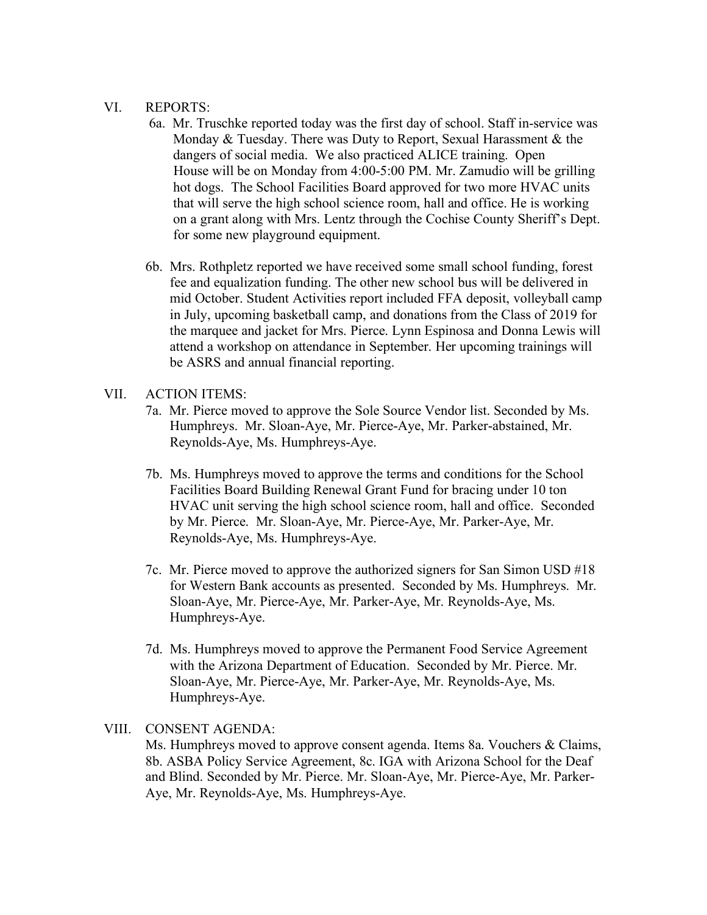VI. REPORTS:

6a. Mr. Truschke reported today was the first day of school. Staff in-service was Monday & Tuesday. There was Duty to Report, Sexual Harassment & the dangers of social media. We also practiced ALICE training. Open House will be on Monday from 4:00-5:00 PM. Mr. Zamudio will be grilling hot dogs. The School Facilities Board approved for two more HVAC units that will serve the high school science room, hall and office. He is working on a grant along with Mrs. Lentz through the Cochise County Sheriff's Dept. for some new playground equipment.

6b. Mrs. Rothpletz reported we have received some small school funding, forest fee and equalization funding. The other new school bus will be delivered in mid October. Student Activities report included FFA deposit, volleyball camp in July, upcoming basketball camp, and donations from the Class of 2019 for the marquee and jacket for Mrs. Pierce. Lynn Espinosa and Donna Lewis will attend a workshop on attendance in September. Her upcoming trainings will be ASRS and annual financial reporting.

VII. ACTION ITEMS:

7a. Mr. Pierce moved to approve the Sole Source Vendor list. Seconded by Ms. Humphreys. Mr. Sloan-Aye, Mr. Pierce-Aye, Mr. Parker-abstained, Mr. Reynolds-Aye, Ms. Humphreys-Aye.

7b. Ms. Humphreys moved to approve the terms and conditions for the School Facilities Board Building Renewal Grant Fund for bracing under 10 ton HVAC unit serving the high school science room, hall and office. Seconded by Mr. Pierce. Mr. Sloan-Aye, Mr. Pierce-Aye, Mr. Parker-Aye, Mr. Reynolds-Aye, Ms. Humphreys-Aye.

7c. Mr. Pierce moved to approve the authorized signers for San Simon USD #18 for Western Bank accounts as presented. Seconded by Ms. Humphreys. Mr. Sloan-Aye, Mr. Pierce-Aye, Mr. Parker-Aye, Mr. Reynolds-Aye, Ms. Humphreys-Aye.

7d. Ms. Humphreys moved to approve the Permanent Food Service Agreement with the Arizona Department of Education. Seconded by Mr. Pierce. Mr. Sloan-Aye, Mr. Pierce-Aye, Mr. Parker-Aye, Mr. Reynolds-Aye, Ms. Humphreys-Aye.

VIII. CONSENT AGENDA:

Ms. Humphreys moved to approve consent agenda. Items 8a. Vouchers & Claims, 8b. ASBA Policy Service Agreement, 8c. IGA with Arizona School for the Deaf and Blind. Seconded by Mr. Pierce. Mr. Sloan-Aye, Mr. Pierce-Aye, Mr. Parker-Aye, Mr. Reynolds-Aye, Ms. Humphreys-Aye.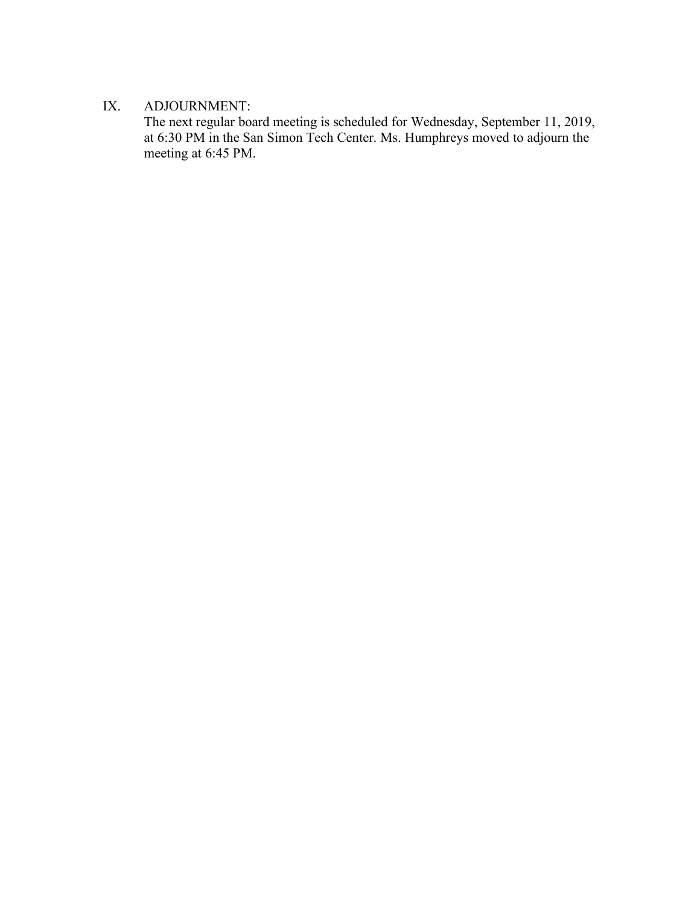IX. ADJOURNMENT:

The next regular board meeting is scheduled for Wednesday, September 11, 2019, at 6:30 PM in the San Simon Tech Center. Ms. Humphreys moved to adjourn the meeting at 6:45 PM.